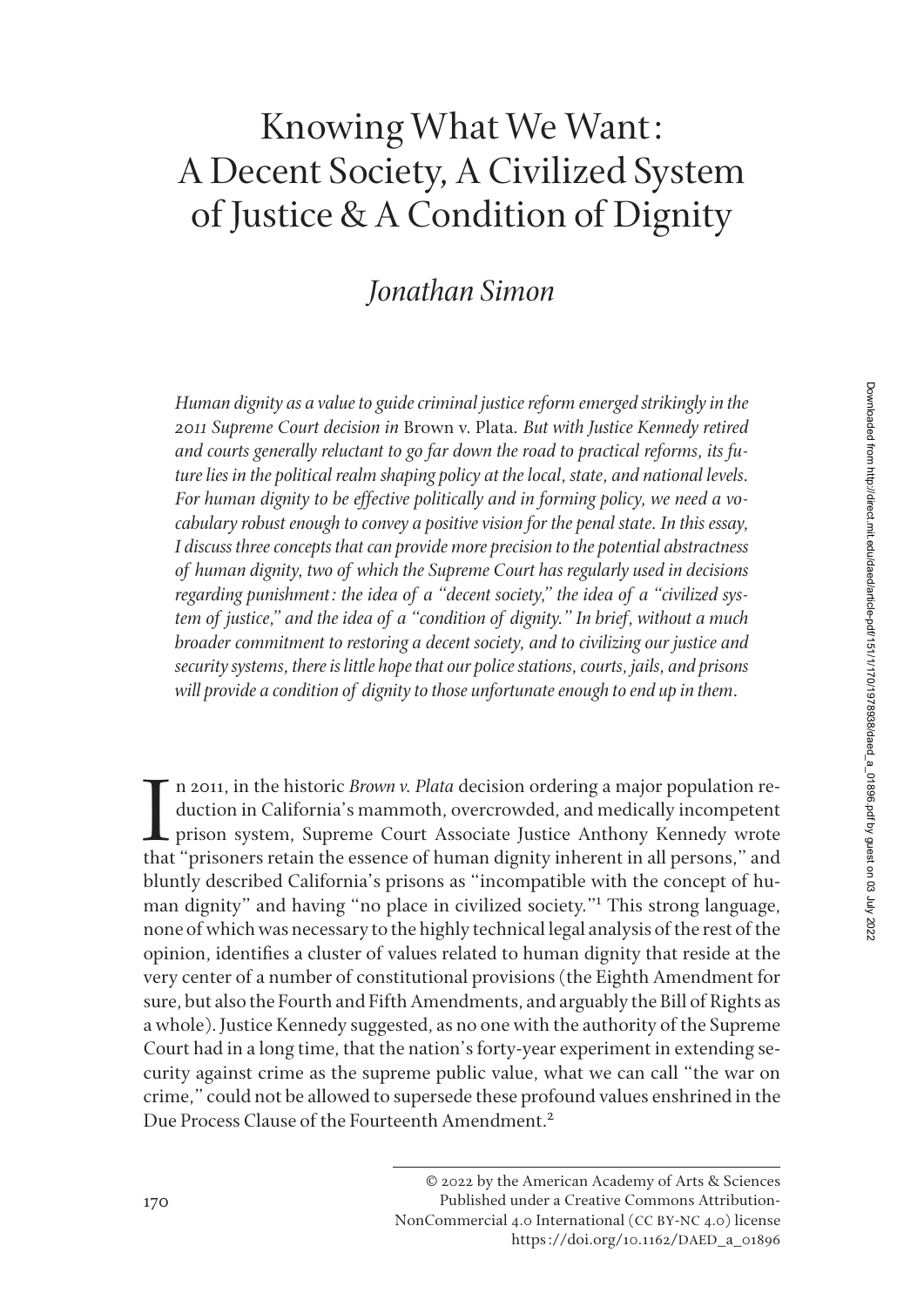# Knowing What We Want: A Decent Society, A Civilized System of Justice & A Condition of Dignity

## *Jonathan Simon*

*Human dignity as a value to guide criminal justice reform emerged strikingly in the 2011 Supreme Court decision in* Brown v. Plata. *But with Justice Kennedy retired and courts generally reluctant to go far down the road to practical reforms, its future lies in the political realm shaping policy at the local, state, and national levels. For human dignity to be effective politically and in forming policy, we need a vocabulary robust enough to convey a positive vision for the penal state. In this essay, I discuss three concepts that can provide more precision to the potential abstractness of human dignity, two of which the Supreme Court has regularly used in decisions regarding punishment: the idea of a "decent society," the idea of a "civilized system of justice," and the idea of a "condition of dignity." In brief, without a much broader commitment to restoring a decent society, and to civilizing our justice and security systems, there is little hope that our police stations, courts, jails, and prisons will provide a condition of dignity to those unfortunate enough to end up in them.*

In 2011, in the historic *Brown v. Plata* decision ordering a major population reduction in California's mammoth, overcrowded, and medically incompetent prison system, Supreme Court Associate Justice Anthony Kennedy wrote that "prisoners retain the essence of human dignity inherent in all persons," and bluntly described California's prisons as "incompatible with the concept of human dignity" and having "no place in civilized society."[1] This strong language, none of which was necessary to the highly technical legal analysis of the rest of the opinion, identifies a cluster of values related to human dignity that reside at the very center of a number of constitutional provisions (the Eighth Amendment for sure, but also the Fourth and Fifth Amendments, and arguably the Bill of Rights as a whole). Justice Kennedy suggested, as no one with the authority of the Supreme Court had in a long time, that the nation's forty-year experiment in extending security against crime as the supreme public value, what we can call "the war on crime," could not be allowed to supersede these profound values enshrined in the Due Process Clause of the Fourteenth Amendment.[2]

© 2022 by the American Academy of Arts & Sciences
Published under a Creative Commons Attribution-NonCommercial 4.0 International (CC BY-NC 4.0) license
https://doi.org/10.1162/DAED_a_01896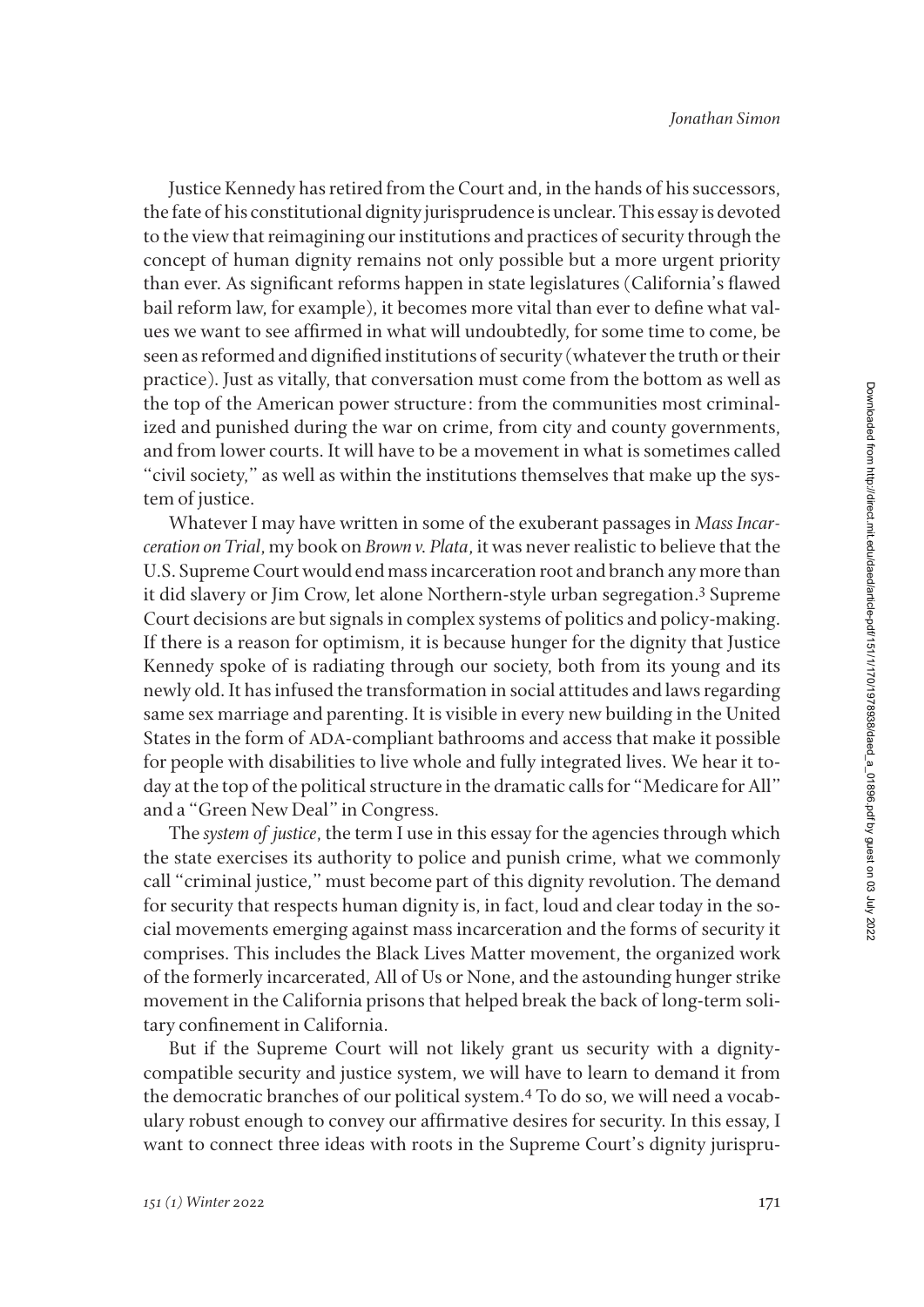Justice Kennedy has retired from the Court and, in the hands of his successors, the fate of his constitutional dignity jurisprudence is unclear. This essay is devoted to the view that reimagining our institutions and practices of security through the concept of human dignity remains not only possible but a more urgent priority than ever. As significant reforms happen in state legislatures (California's flawed bail reform law, for example), it becomes more vital than ever to define what values we want to see affirmed in what will undoubtedly, for some time to come, be seen as reformed and dignified institutions of security (whatever the truth or their practice). Just as vitally, that conversation must come from the bottom as well as the top of the American power structure: from the communities most criminalized and punished during the war on crime, from city and county governments, and from lower courts. It will have to be a movement in what is sometimes called "civil society," as well as within the institutions themselves that make up the system of justice.

Whatever I may have written in some of the exuberant passages in *Mass Incarceration on Trial*, my book on *Brown v. Plata*, it was never realistic to believe that the U.S. Supreme Court would end mass incarceration root and branch any more than it did slavery or Jim Crow, let alone Northern-style urban segregation.[3] Supreme Court decisions are but signals in complex systems of politics and policy-making. If there is a reason for optimism, it is because hunger for the dignity that Justice Kennedy spoke of is radiating through our society, both from its young and its newly old. It has infused the transformation in social attitudes and laws regarding same sex marriage and parenting. It is visible in every new building in the United States in the form of ADA-compliant bathrooms and access that make it possible for people with disabilities to live whole and fully integrated lives. We hear it today at the top of the political structure in the dramatic calls for "Medicare for All" and a "Green New Deal" in Congress.

The *system of justice*, the term I use in this essay for the agencies through which the state exercises its authority to police and punish crime, what we commonly call "criminal justice," must become part of this dignity revolution. The demand for security that respects human dignity is, in fact, loud and clear today in the social movements emerging against mass incarceration and the forms of security it comprises. This includes the Black Lives Matter movement, the organized work of the formerly incarcerated, All of Us or None, and the astounding hunger strike movement in the California prisons that helped break the back of long-term solitary confinement in California.

But if the Supreme Court will not likely grant us security with a dignity-compatible security and justice system, we will have to learn to demand it from the democratic branches of our political system.[4] To do so, we will need a vocabulary robust enough to convey our affirmative desires for security. In this essay, I want to connect three ideas with roots in the Supreme Court's dignity jurispru-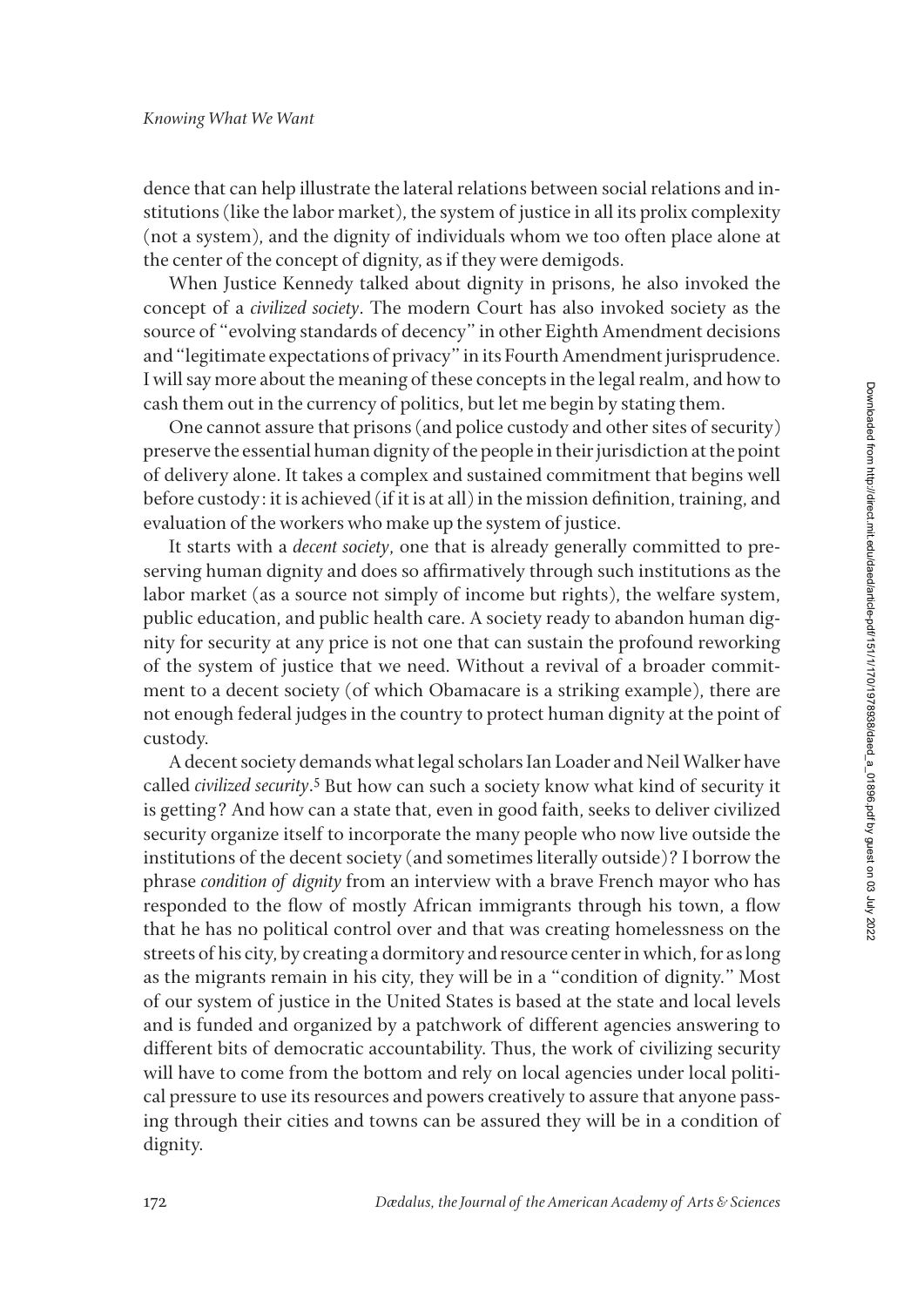dence that can help illustrate the lateral relations between social relations and institutions (like the labor market), the system of justice in all its prolix complexity (not a system), and the dignity of individuals whom we too often place alone at the center of the concept of dignity, as if they were demigods.

When Justice Kennedy talked about dignity in prisons, he also invoked the concept of a *civilized society*. The modern Court has also invoked society as the source of "evolving standards of decency" in other Eighth Amendment decisions and "legitimate expectations of privacy" in its Fourth Amendment jurisprudence. I will say more about the meaning of these concepts in the legal realm, and how to cash them out in the currency of politics, but let me begin by stating them.

One cannot assure that prisons (and police custody and other sites of security) preserve the essential human dignity of the people in their jurisdiction at the point of delivery alone. It takes a complex and sustained commitment that begins well before custody: it is achieved (if it is at all) in the mission definition, training, and evaluation of the workers who make up the system of justice.

It starts with a *decent society*, one that is already generally committed to preserving human dignity and does so affirmatively through such institutions as the labor market (as a source not simply of income but rights), the welfare system, public education, and public health care. A society ready to abandon human dignity for security at any price is not one that can sustain the profound reworking of the system of justice that we need. Without a revival of a broader commitment to a decent society (of which Obamacare is a striking example), there are not enough federal judges in the country to protect human dignity at the point of custody.

A decent society demands what legal scholars Ian Loader and Neil Walker have called *civilized security*.[5] But how can such a society know what kind of security it is getting? And how can a state that, even in good faith, seeks to deliver civilized security organize itself to incorporate the many people who now live outside the institutions of the decent society (and sometimes literally outside)? I borrow the phrase *condition of dignity* from an interview with a brave French mayor who has responded to the flow of mostly African immigrants through his town, a flow that he has no political control over and that was creating homelessness on the streets of his city, by creating a dormitory and resource center in which, for as long as the migrants remain in his city, they will be in a "condition of dignity." Most of our system of justice in the United States is based at the state and local levels and is funded and organized by a patchwork of different agencies answering to different bits of democratic accountability. Thus, the work of civilizing security will have to come from the bottom and rely on local agencies under local political pressure to use its resources and powers creatively to assure that anyone passing through their cities and towns can be assured they will be in a condition of dignity.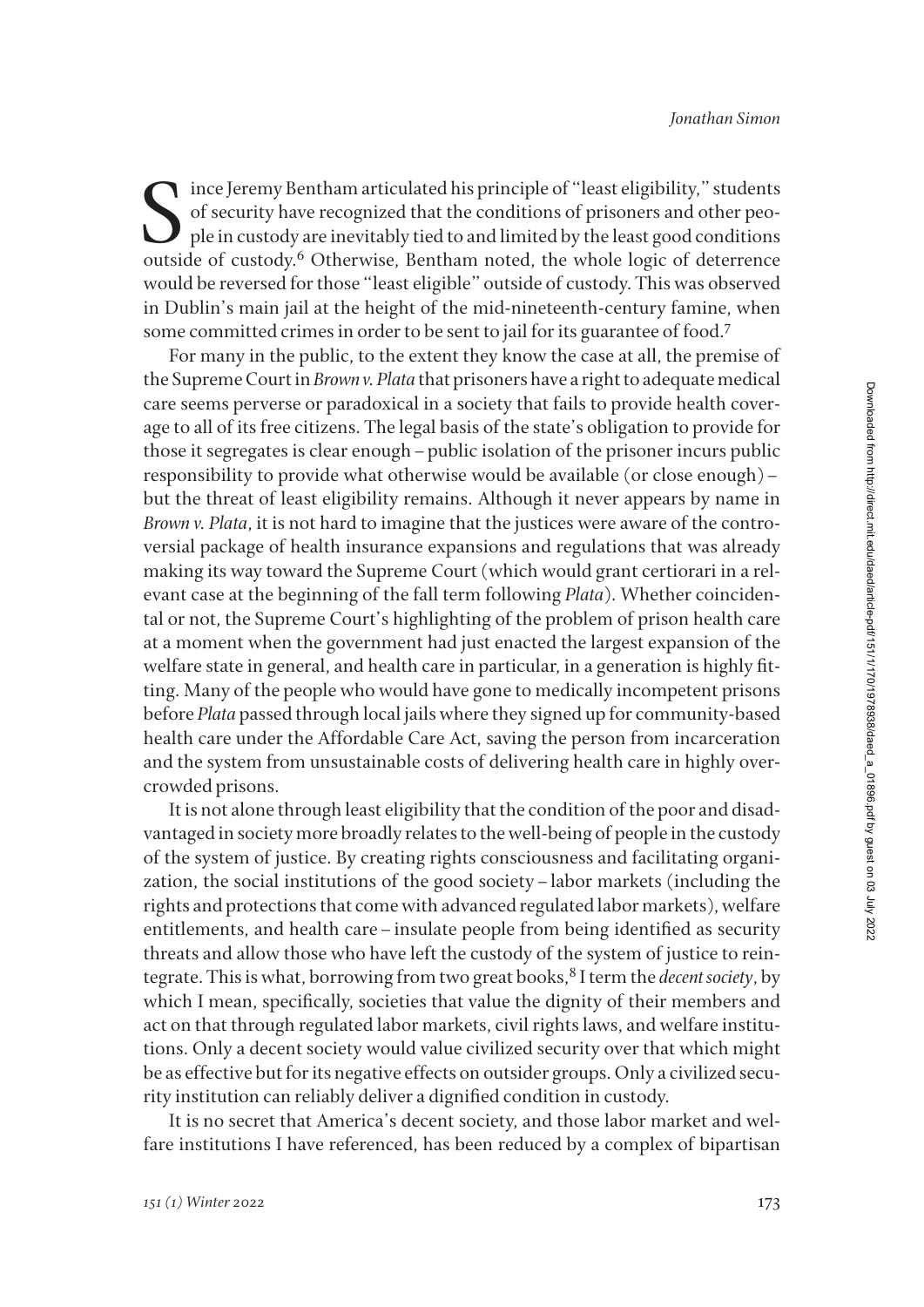Since Jeremy Bentham articulated his principle of "least eligibility," students of security have recognized that the conditions of prisoners and other people in custody are inevitably tied to and limited by the least good conditions outside of custody.[6] Otherwise, Bentham noted, the whole logic of deterrence would be reversed for those "least eligible" outside of custody. This was observed in Dublin's main jail at the height of the mid-nineteenth-century famine, when some committed crimes in order to be sent to jail for its guarantee of food.[7]

For many in the public, to the extent they know the case at all, the premise of the Supreme Court in *Brown v. Plata* that prisoners have a right to adequate medical care seems perverse or paradoxical in a society that fails to provide health coverage to all of its free citizens. The legal basis of the state's obligation to provide for those it segregates is clear enough – public isolation of the prisoner incurs public responsibility to provide what otherwise would be available (or close enough) – but the threat of least eligibility remains. Although it never appears by name in *Brown v. Plata*, it is not hard to imagine that the justices were aware of the controversial package of health insurance expansions and regulations that was already making its way toward the Supreme Court (which would grant certiorari in a relevant case at the beginning of the fall term following *Plata*). Whether coincidental or not, the Supreme Court's highlighting of the problem of prison health care at a moment when the government had just enacted the largest expansion of the welfare state in general, and health care in particular, in a generation is highly fitting. Many of the people who would have gone to medically incompetent prisons before *Plata* passed through local jails where they signed up for community-based health care under the Affordable Care Act, saving the person from incarceration and the system from unsustainable costs of delivering health care in highly overcrowded prisons.

It is not alone through least eligibility that the condition of the poor and disadvantaged in society more broadly relates to the well-being of people in the custody of the system of justice. By creating rights consciousness and facilitating organization, the social institutions of the good society – labor markets (including the rights and protections that come with advanced regulated labor markets), welfare entitlements, and health care – insulate people from being identified as security threats and allow those who have left the custody of the system of justice to reintegrate. This is what, borrowing from two great books,[8] I term the *decent society*, by which I mean, specifically, societies that value the dignity of their members and act on that through regulated labor markets, civil rights laws, and welfare institutions. Only a decent society would value civilized security over that which might be as effective but for its negative effects on outsider groups. Only a civilized security institution can reliably deliver a dignified condition in custody.

It is no secret that America's decent society, and those labor market and welfare institutions I have referenced, has been reduced by a complex of bipartisan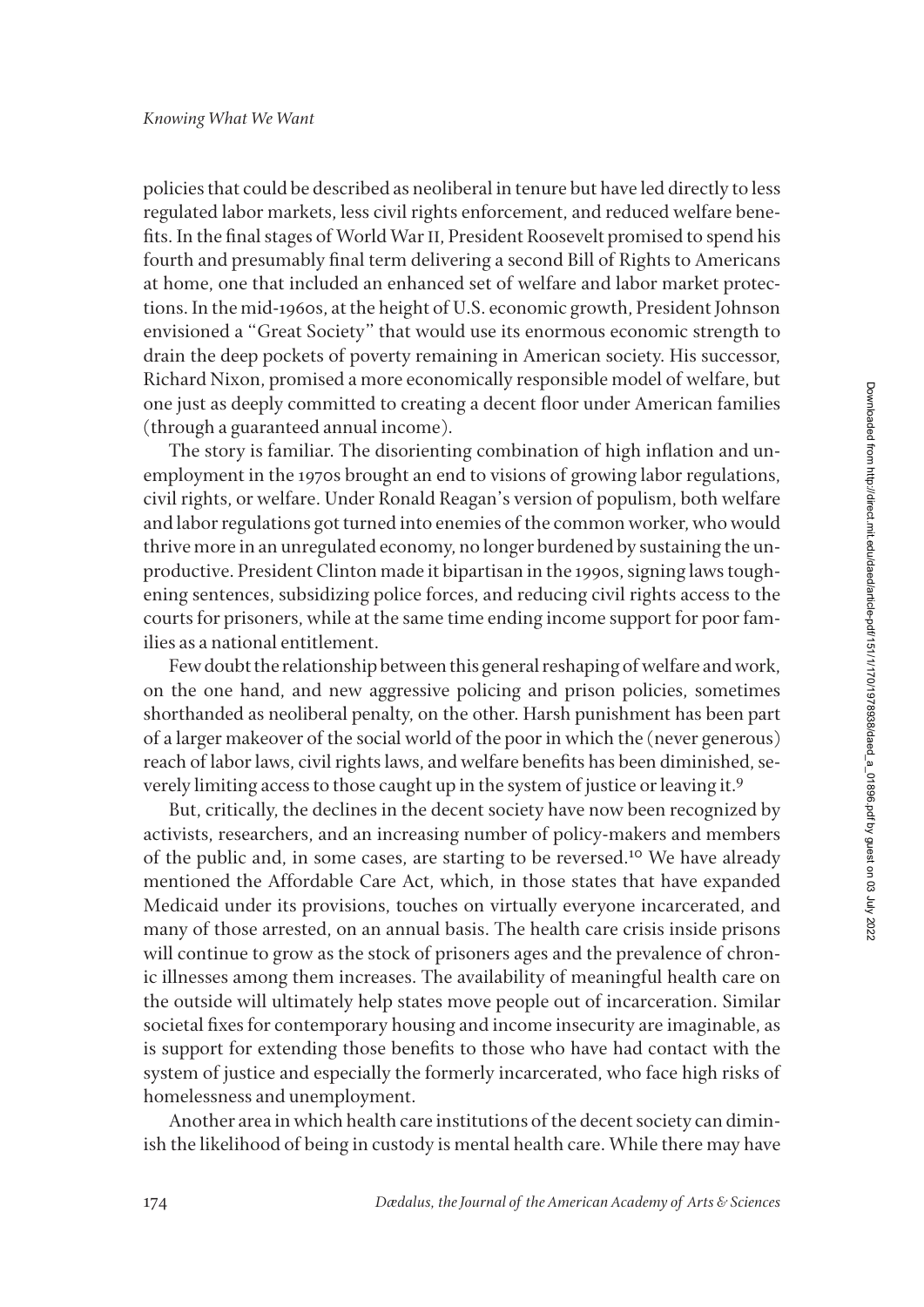policies that could be described as neoliberal in tenure but have led directly to less regulated labor markets, less civil rights enforcement, and reduced welfare benefits. In the final stages of World War II, President Roosevelt promised to spend his fourth and presumably final term delivering a second Bill of Rights to Americans at home, one that included an enhanced set of welfare and labor market protections. In the mid-1960s, at the height of U.S. economic growth, President Johnson envisioned a "Great Society" that would use its enormous economic strength to drain the deep pockets of poverty remaining in American society. His successor, Richard Nixon, promised a more economically responsible model of welfare, but one just as deeply committed to creating a decent floor under American families (through a guaranteed annual income).

The story is familiar. The disorienting combination of high inflation and unemployment in the 1970s brought an end to visions of growing labor regulations, civil rights, or welfare. Under Ronald Reagan's version of populism, both welfare and labor regulations got turned into enemies of the common worker, who would thrive more in an unregulated economy, no longer burdened by sustaining the unproductive. President Clinton made it bipartisan in the 1990s, signing laws toughening sentences, subsidizing police forces, and reducing civil rights access to the courts for prisoners, while at the same time ending income support for poor families as a national entitlement.

Few doubt the relationship between this general reshaping of welfare and work, on the one hand, and new aggressive policing and prison policies, sometimes shorthanded as neoliberal penalty, on the other. Harsh punishment has been part of a larger makeover of the social world of the poor in which the (never generous) reach of labor laws, civil rights laws, and welfare benefits has been diminished, severely limiting access to those caught up in the system of justice or leaving it.[9]

But, critically, the declines in the decent society have now been recognized by activists, researchers, and an increasing number of policy-makers and members of the public and, in some cases, are starting to be reversed.[10] We have already mentioned the Affordable Care Act, which, in those states that have expanded Medicaid under its provisions, touches on virtually everyone incarcerated, and many of those arrested, on an annual basis. The health care crisis inside prisons will continue to grow as the stock of prisoners ages and the prevalence of chronic illnesses among them increases. The availability of meaningful health care on the outside will ultimately help states move people out of incarceration. Similar societal fixes for contemporary housing and income insecurity are imaginable, as is support for extending those benefits to those who have had contact with the system of justice and especially the formerly incarcerated, who face high risks of homelessness and unemployment.

Another area in which health care institutions of the decent society can diminish the likelihood of being in custody is mental health care. While there may have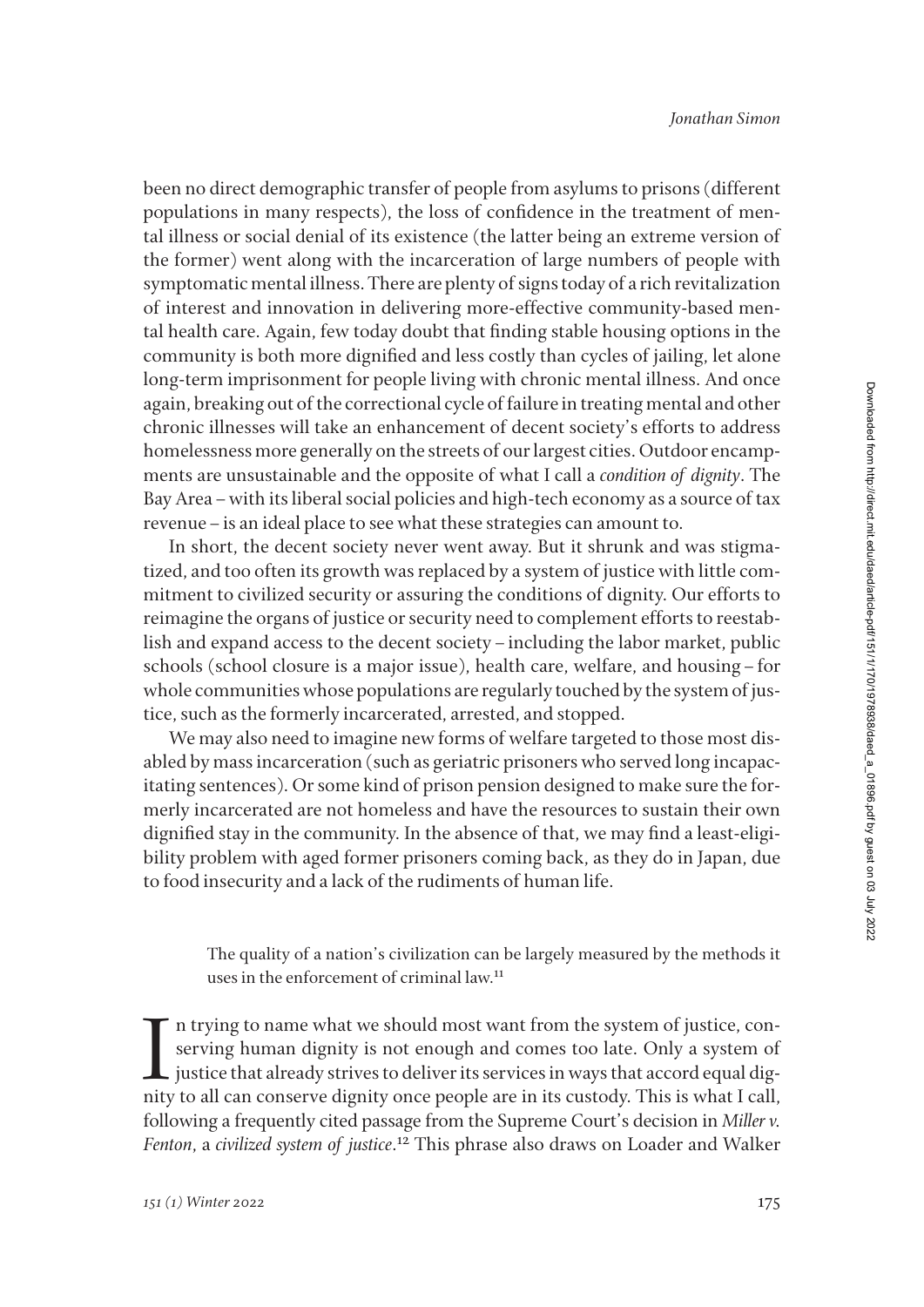been no direct demographic transfer of people from asylums to prisons (different populations in many respects), the loss of confidence in the treatment of mental illness or social denial of its existence (the latter being an extreme version of the former) went along with the incarceration of large numbers of people with symptomatic mental illness. There are plenty of signs today of a rich revitalization of interest and innovation in delivering more-effective community-based mental health care. Again, few today doubt that finding stable housing options in the community is both more dignified and less costly than cycles of jailing, let alone long-term imprisonment for people living with chronic mental illness. And once again, breaking out of the correctional cycle of failure in treating mental and other chronic illnesses will take an enhancement of decent society's efforts to address homelessness more generally on the streets of our largest cities. Outdoor encampments are unsustainable and the opposite of what I call a *condition of dignity*. The Bay Area – with its liberal social policies and high-tech economy as a source of tax revenue – is an ideal place to see what these strategies can amount to.

In short, the decent society never went away. But it shrunk and was stigmatized, and too often its growth was replaced by a system of justice with little commitment to civilized security or assuring the conditions of dignity. Our efforts to reimagine the organs of justice or security need to complement efforts to reestablish and expand access to the decent society – including the labor market, public schools (school closure is a major issue), health care, welfare, and housing – for whole communities whose populations are regularly touched by the system of justice, such as the formerly incarcerated, arrested, and stopped.

We may also need to imagine new forms of welfare targeted to those most disabled by mass incarceration (such as geriatric prisoners who served long incapacitating sentences). Or some kind of prison pension designed to make sure the formerly incarcerated are not homeless and have the resources to sustain their own dignified stay in the community. In the absence of that, we may find a least-eligibility problem with aged former prisoners coming back, as they do in Japan, due to food insecurity and a lack of the rudiments of human life.

> The quality of a nation's civilization can be largely measured by the methods it uses in the enforcement of criminal law.[11]

In trying to name what we should most want from the system of justice, conserving human dignity is not enough and comes too late. Only a system of justice that already strives to deliver its services in ways that accord equal dignity to all can conserve dignity once people are in its custody. This is what I call, following a frequently cited passage from the Supreme Court's decision in *Miller v. Fenton*, a *civilized system of justice*.[12] This phrase also draws on Loader and Walker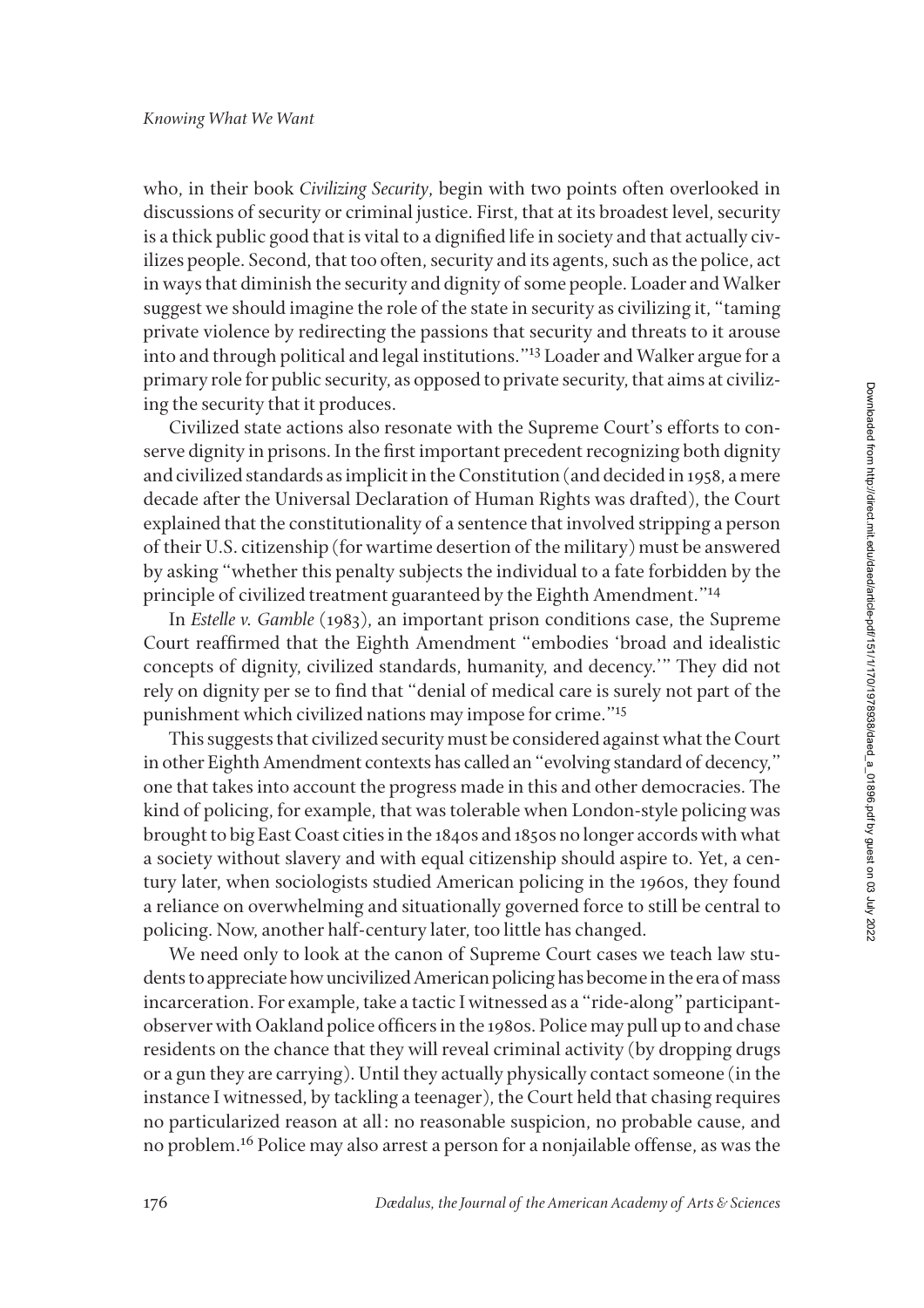who, in their book *Civilizing Security*, begin with two points often overlooked in discussions of security or criminal justice. First, that at its broadest level, security is a thick public good that is vital to a dignified life in society and that actually civilizes people. Second, that too often, security and its agents, such as the police, act in ways that diminish the security and dignity of some people. Loader and Walker suggest we should imagine the role of the state in security as civilizing it, "taming private violence by redirecting the passions that security and threats to it arouse into and through political and legal institutions."[13] Loader and Walker argue for a primary role for public security, as opposed to private security, that aims at civilizing the security that it produces.

Civilized state actions also resonate with the Supreme Court's efforts to conserve dignity in prisons. In the first important precedent recognizing both dignity and civilized standards as implicit in the Constitution (and decided in 1958, a mere decade after the Universal Declaration of Human Rights was drafted), the Court explained that the constitutionality of a sentence that involved stripping a person of their U.S. citizenship (for wartime desertion of the military) must be answered by asking "whether this penalty subjects the individual to a fate forbidden by the principle of civilized treatment guaranteed by the Eighth Amendment."[14]

In *Estelle v. Gamble* (1983), an important prison conditions case, the Supreme Court reaffirmed that the Eighth Amendment "embodies 'broad and idealistic concepts of dignity, civilized standards, humanity, and decency.'" They did not rely on dignity per se to find that "denial of medical care is surely not part of the punishment which civilized nations may impose for crime."[15]

This suggests that civilized security must be considered against what the Court in other Eighth Amendment contexts has called an "evolving standard of decency," one that takes into account the progress made in this and other democracies. The kind of policing, for example, that was tolerable when London-style policing was brought to big East Coast cities in the 1840s and 1850s no longer accords with what a society without slavery and with equal citizenship should aspire to. Yet, a century later, when sociologists studied American policing in the 1960s, they found a reliance on overwhelming and situationally governed force to still be central to policing. Now, another half-century later, too little has changed.

We need only to look at the canon of Supreme Court cases we teach law students to appreciate how uncivilized American policing has become in the era of mass incarceration. For example, take a tactic I witnessed as a "ride-along" participant-observer with Oakland police officers in the 1980s. Police may pull up to and chase residents on the chance that they will reveal criminal activity (by dropping drugs or a gun they are carrying). Until they actually physically contact someone (in the instance I witnessed, by tackling a teenager), the Court held that chasing requires no particularized reason at all: no reasonable suspicion, no probable cause, and no problem.[16] Police may also arrest a person for a nonjailable offense, as was the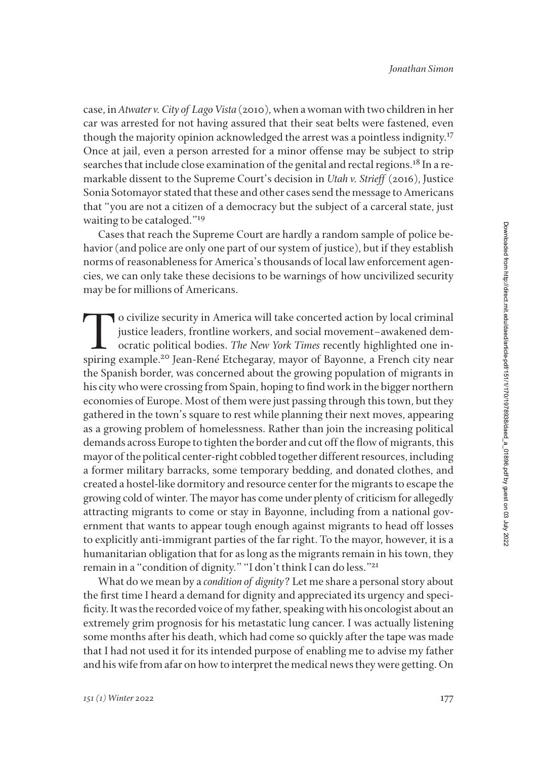case, in *Atwater v. City of Lago Vista* (2010), when a woman with two children in her car was arrested for not having assured that their seat belts were fastened, even though the majority opinion acknowledged the arrest was a pointless indignity.[17] Once at jail, even a person arrested for a minor offense may be subject to strip searches that include close examination of the genital and rectal regions.[18] In a remarkable dissent to the Supreme Court's decision in *Utah v. Strieff* (2016), Justice Sonia Sotomayor stated that these and other cases send the message to Americans that "you are not a citizen of a democracy but the subject of a carceral state, just waiting to be cataloged."[19]

Cases that reach the Supreme Court are hardly a random sample of police behavior (and police are only one part of our system of justice), but if they establish norms of reasonableness for America's thousands of local law enforcement agencies, we can only take these decisions to be warnings of how uncivilized security may be for millions of Americans.

To civilize security in America will take concerted action by local criminal justice leaders, frontline workers, and social movement–awakened democratic political bodies. *The New York Times* recently highlighted one inspiring example.[20] Jean-René Etchegaray, mayor of Bayonne, a French city near the Spanish border, was concerned about the growing population of migrants in his city who were crossing from Spain, hoping to find work in the bigger northern economies of Europe. Most of them were just passing through this town, but they gathered in the town's square to rest while planning their next moves, appearing as a growing problem of homelessness. Rather than join the increasing political demands across Europe to tighten the border and cut off the flow of migrants, this mayor of the political center-right cobbled together different resources, including a former military barracks, some temporary bedding, and donated clothes, and created a hostel-like dormitory and resource center for the migrants to escape the growing cold of winter. The mayor has come under plenty of criticism for allegedly attracting migrants to come or stay in Bayonne, including from a national government that wants to appear tough enough against migrants to head off losses to explicitly anti-immigrant parties of the far right. To the mayor, however, it is a humanitarian obligation that for as long as the migrants remain in his town, they remain in a "condition of dignity." "I don't think I can do less."[21]

What do we mean by a *condition of dignity*? Let me share a personal story about the first time I heard a demand for dignity and appreciated its urgency and specificity. It was the recorded voice of my father, speaking with his oncologist about an extremely grim prognosis for his metastatic lung cancer. I was actually listening some months after his death, which had come so quickly after the tape was made that I had not used it for its intended purpose of enabling me to advise my father and his wife from afar on how to interpret the medical news they were getting. On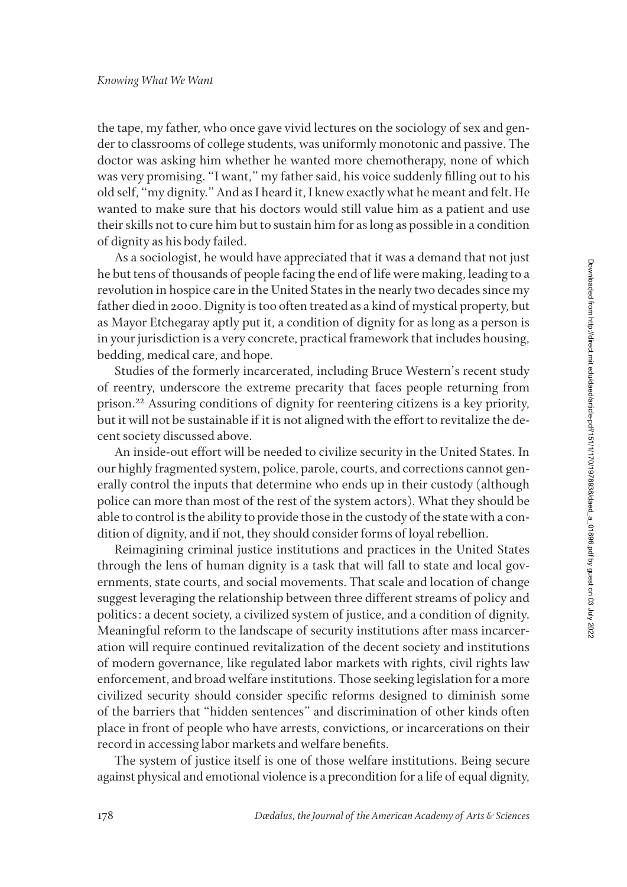the tape, my father, who once gave vivid lectures on the sociology of sex and gender to classrooms of college students, was uniformly monotonic and passive. The doctor was asking him whether he wanted more chemotherapy, none of which was very promising. "I want," my father said, his voice suddenly filling out to his old self, "my dignity." And as I heard it, I knew exactly what he meant and felt. He wanted to make sure that his doctors would still value him as a patient and use their skills not to cure him but to sustain him for as long as possible in a condition of dignity as his body failed.

As a sociologist, he would have appreciated that it was a demand that not just he but tens of thousands of people facing the end of life were making, leading to a revolution in hospice care in the United States in the nearly two decades since my father died in 2000. Dignity is too often treated as a kind of mystical property, but as Mayor Etchegaray aptly put it, a condition of dignity for as long as a person is in your jurisdiction is a very concrete, practical framework that includes housing, bedding, medical care, and hope.

Studies of the formerly incarcerated, including Bruce Western's recent study of reentry, underscore the extreme precarity that faces people returning from prison.[22] Assuring conditions of dignity for reentering citizens is a key priority, but it will not be sustainable if it is not aligned with the effort to revitalize the decent society discussed above.

An inside-out effort will be needed to civilize security in the United States. In our highly fragmented system, police, parole, courts, and corrections cannot generally control the inputs that determine who ends up in their custody (although police can more than most of the rest of the system actors). What they should be able to control is the ability to provide those in the custody of the state with a condition of dignity, and if not, they should consider forms of loyal rebellion.

Reimagining criminal justice institutions and practices in the United States through the lens of human dignity is a task that will fall to state and local governments, state courts, and social movements. That scale and location of change suggest leveraging the relationship between three different streams of policy and politics: a decent society, a civilized system of justice, and a condition of dignity. Meaningful reform to the landscape of security institutions after mass incarceration will require continued revitalization of the decent society and institutions of modern governance, like regulated labor markets with rights, civil rights law enforcement, and broad welfare institutions. Those seeking legislation for a more civilized security should consider specific reforms designed to diminish some of the barriers that "hidden sentences" and discrimination of other kinds often place in front of people who have arrests, convictions, or incarcerations on their record in accessing labor markets and welfare benefits.

The system of justice itself is one of those welfare institutions. Being secure against physical and emotional violence is a precondition for a life of equal dignity,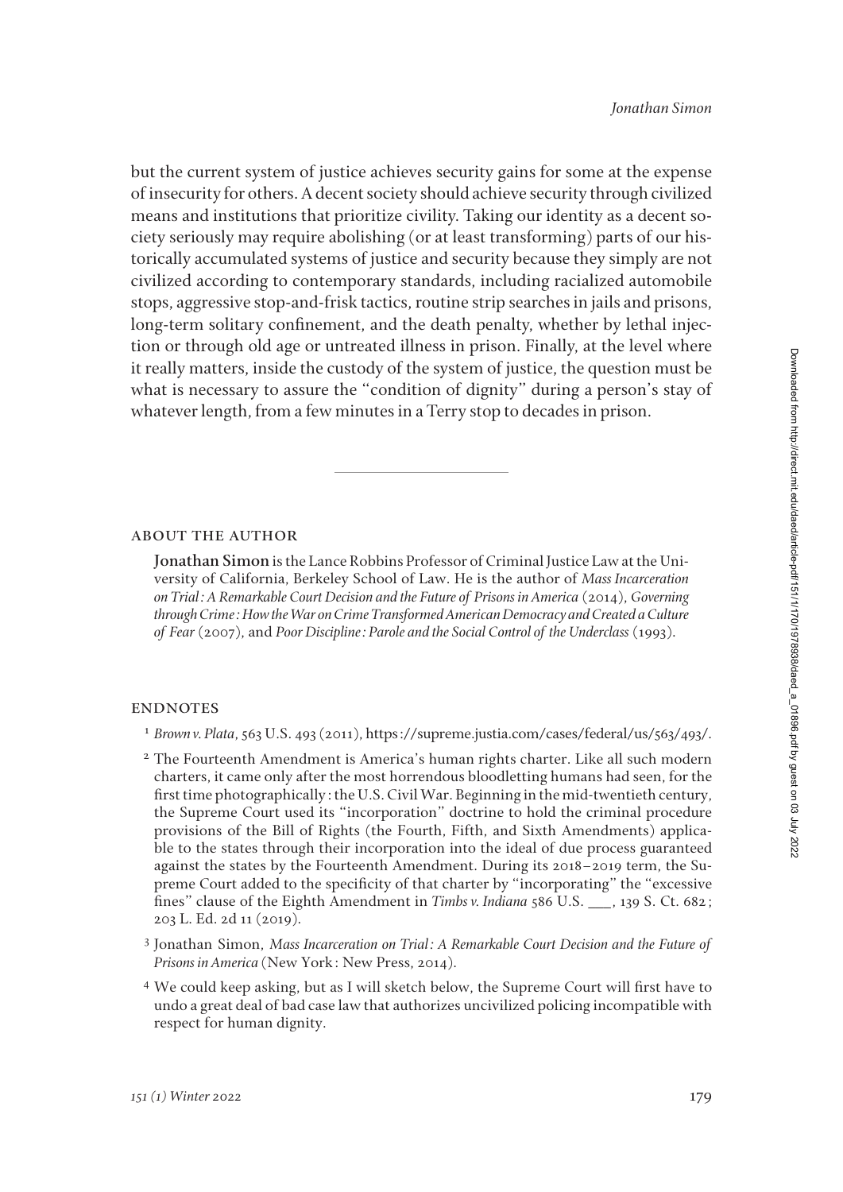but the current system of justice achieves security gains for some at the expense of insecurity for others. A decent society should achieve security through civilized means and institutions that prioritize civility. Taking our identity as a decent society seriously may require abolishing (or at least transforming) parts of our historically accumulated systems of justice and security because they simply are not civilized according to contemporary standards, including racialized automobile stops, aggressive stop-and-frisk tactics, routine strip searches in jails and prisons, long-term solitary confinement, and the death penalty, whether by lethal injection or through old age or untreated illness in prison. Finally, at the level where it really matters, inside the custody of the system of justice, the question must be what is necessary to assure the "condition of dignity" during a person's stay of whatever length, from a few minutes in a Terry stop to decades in prison.

---

## About the Author

**Jonathan Simon** is the Lance Robbins Professor of Criminal Justice Law at the University of California, Berkeley School of Law. He is the author of *Mass Incarceration on Trial: A Remarkable Court Decision and the Future of Prisons in America* (2014), *Governing through Crime: How the War on Crime Transformed American Democracy and Created a Culture of Fear* (2007), and *Poor Discipline: Parole and the Social Control of the Underclass* (1993).

## Endnotes

[1] *Brown v. Plata*, 563 U.S. 493 (2011), https://supreme.justia.com/cases/federal/us/563/493/.

[2] The Fourteenth Amendment is America's human rights charter. Like all such modern charters, it came only after the most horrendous bloodletting humans had seen, for the first time photographically: the U.S. Civil War. Beginning in the mid-twentieth century, the Supreme Court used its "incorporation" doctrine to hold the criminal procedure provisions of the Bill of Rights (the Fourth, Fifth, and Sixth Amendments) applicable to the states through their incorporation into the ideal of due process guaranteed against the states by the Fourteenth Amendment. During its 2018–2019 term, the Supreme Court added to the specificity of that charter by "incorporating" the "excessive fines" clause of the Eighth Amendment in *Timbs v. Indiana* 586 U.S. ___, 139 S. Ct. 682; 203 L. Ed. 2d 11 (2019).

[3] Jonathan Simon, *Mass Incarceration on Trial: A Remarkable Court Decision and the Future of Prisons in America* (New York: New Press, 2014).

[4] We could keep asking, but as I will sketch below, the Supreme Court will first have to undo a great deal of bad case law that authorizes uncivilized policing incompatible with respect for human dignity.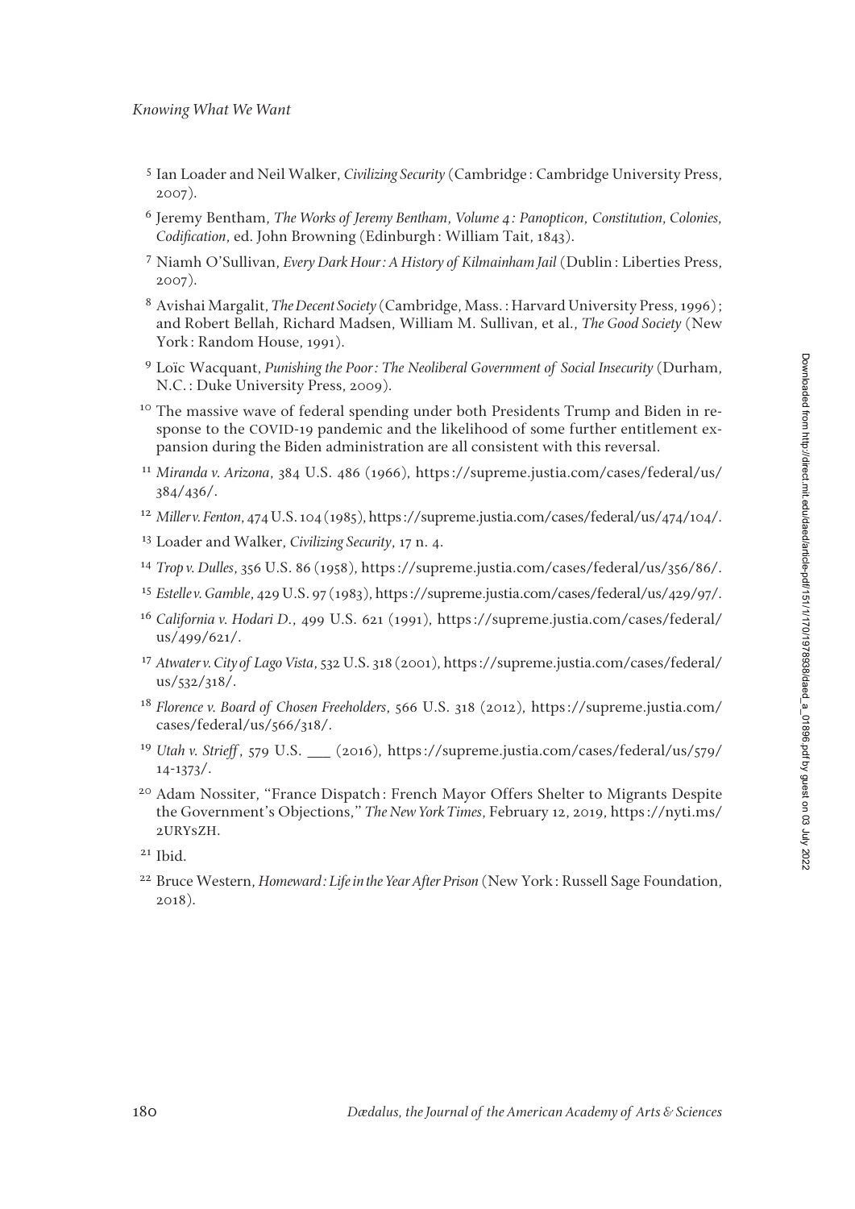[5] Ian Loader and Neil Walker, *Civilizing Security* (Cambridge: Cambridge University Press, 2007).

[6] Jeremy Bentham, *The Works of Jeremy Bentham, Volume 4: Panopticon, Constitution, Colonies, Codification*, ed. John Browning (Edinburgh: William Tait, 1843).

[7] Niamh O'Sullivan, *Every Dark Hour: A History of Kilmainham Jail* (Dublin: Liberties Press, 2007).

[8] Avishai Margalit, *The Decent Society* (Cambridge, Mass.: Harvard University Press, 1996); and Robert Bellah, Richard Madsen, William M. Sullivan, et al., *The Good Society* (New York: Random House, 1991).

[9] Loïc Wacquant, *Punishing the Poor: The Neoliberal Government of Social Insecurity* (Durham, N.C.: Duke University Press, 2009).

[10] The massive wave of federal spending under both Presidents Trump and Biden in response to the COVID-19 pandemic and the likelihood of some further entitlement expansion during the Biden administration are all consistent with this reversal.

[11] *Miranda v. Arizona*, 384 U.S. 486 (1966), https://supreme.justia.com/cases/federal/us/384/436/.

[12] *Miller v. Fenton*, 474 U.S. 104 (1985), https://supreme.justia.com/cases/federal/us/474/104/.

[13] Loader and Walker, *Civilizing Security*, 17 n. 4.

[14] *Trop v. Dulles*, 356 U.S. 86 (1958), https://supreme.justia.com/cases/federal/us/356/86/.

[15] *Estelle v. Gamble*, 429 U.S. 97 (1983), https://supreme.justia.com/cases/federal/us/429/97/.

[16] *California v. Hodari D.*, 499 U.S. 621 (1991), https://supreme.justia.com/cases/federal/us/499/621/.

[17] *Atwater v. City of Lago Vista*, 532 U.S. 318 (2001), https://supreme.justia.com/cases/federal/us/532/318/.

[18] *Florence v. Board of Chosen Freeholders*, 566 U.S. 318 (2012), https://supreme.justia.com/cases/federal/us/566/318/.

[19] *Utah v. Strieff*, 579 U.S. ___ (2016), https://supreme.justia.com/cases/federal/us/579/14-1373/.

[20] Adam Nossiter, "France Dispatch: French Mayor Offers Shelter to Migrants Despite the Government's Objections," *The New York Times*, February 12, 2019, https://nyti.ms/2URYsZH.

[21] Ibid.

[22] Bruce Western, *Homeward: Life in the Year After Prison* (New York: Russell Sage Foundation, 2018).